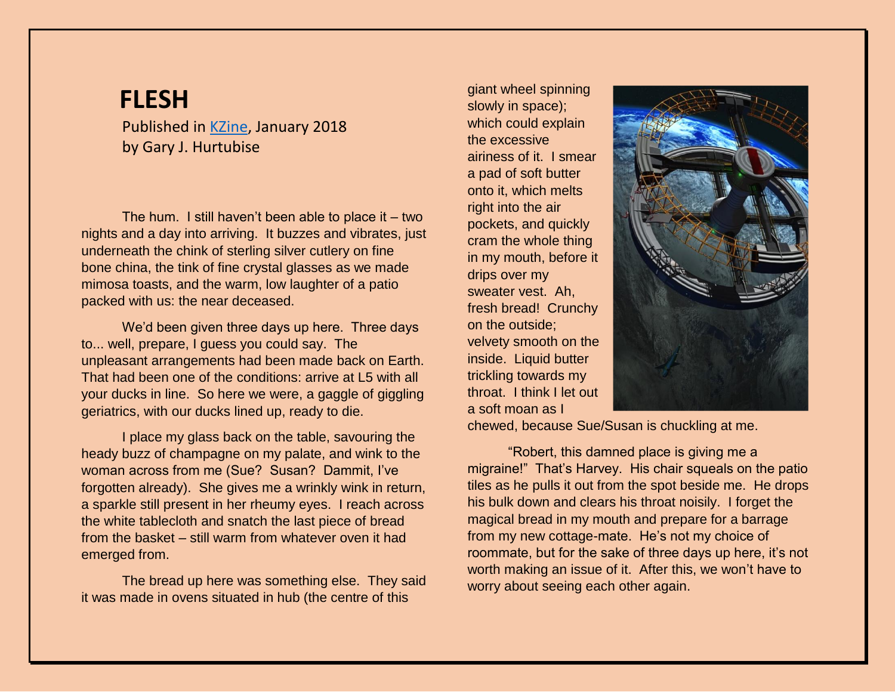# FLESH

Published in KZine, January 2018
by Gary J. Hurtubise

The hum. I still haven't been able to place it – two nights and a day into arriving. It buzzes and vibrates, just underneath the chink of sterling silver cutlery on fine bone china, the tink of fine crystal glasses as we made mimosa toasts, and the warm, low laughter of a patio packed with us: the near deceased.

We'd been given three days up here. Three days to... well, prepare, I guess you could say. The unpleasant arrangements had been made back on Earth. That had been one of the conditions: arrive at L5 with all your ducks in line. So here we were, a gaggle of giggling geriatrics, with our ducks lined up, ready to die.

I place my glass back on the table, savouring the heady buzz of champagne on my palate, and wink to the woman across from me (Sue? Susan? Dammit, I've forgotten already). She gives me a wrinkly wink in return, a sparkle still present in her rheumy eyes. I reach across the white tablecloth and snatch the last piece of bread from the basket – still warm from whatever oven it had emerged from.

The bread up here was something else. They said it was made in ovens situated in hub (the centre of this giant wheel spinning slowly in space); which could explain the excessive airiness of it. I smear a pad of soft butter onto it, which melts right into the air pockets, and quickly cram the whole thing in my mouth, before it drips over my sweater vest. Ah, fresh bread! Crunchy on the outside; velvety smooth on the inside. Liquid butter trickling towards my throat. I think I let out a soft moan as I chewed, because Sue/Susan is chuckling at me.

"Robert, this damned place is giving me a migraine!" That's Harvey. His chair squeals on the patio tiles as he pulls it out from the spot beside me. He drops his bulk down and clears his throat noisily. I forget the magical bread in my mouth and prepare for a barrage from my new cottage-mate. He's not my choice of roommate, but for the sake of three days up here, it's not worth making an issue of it. After this, we won't have to worry about seeing each other again.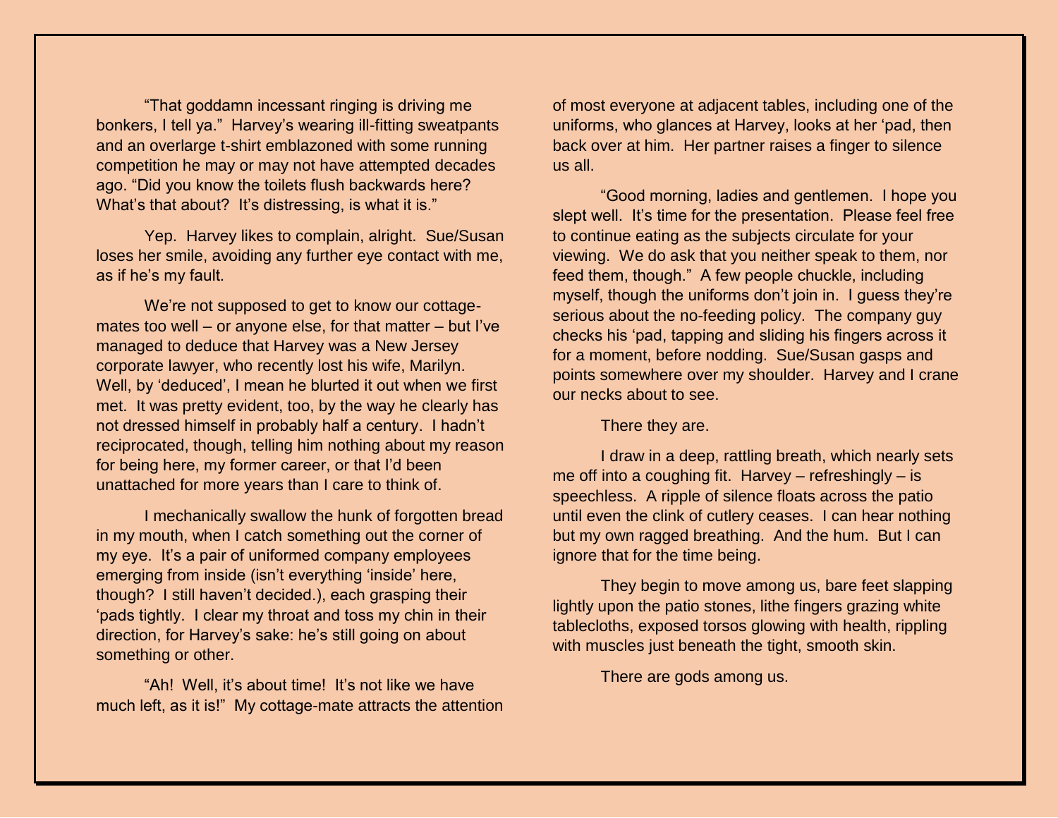"That goddamn incessant ringing is driving me bonkers, I tell ya." Harvey's wearing ill-fitting sweatpants and an overlarge t-shirt emblazoned with some running competition he may or may not have attempted decades ago. "Did you know the toilets flush backwards here? What's that about? It's distressing, is what it is."

Yep. Harvey likes to complain, alright. Sue/Susan loses her smile, avoiding any further eye contact with me, as if he's my fault.

We're not supposed to get to know our cottage-mates too well – or anyone else, for that matter – but I've managed to deduce that Harvey was a New Jersey corporate lawyer, who recently lost his wife, Marilyn. Well, by 'deduced', I mean he blurted it out when we first met. It was pretty evident, too, by the way he clearly has not dressed himself in probably half a century. I hadn't reciprocated, though, telling him nothing about my reason for being here, my former career, or that I'd been unattached for more years than I care to think of.

I mechanically swallow the hunk of forgotten bread in my mouth, when I catch something out the corner of my eye. It's a pair of uniformed company employees emerging from inside (isn't everything 'inside' here, though? I still haven't decided.), each grasping their 'pads tightly. I clear my throat and toss my chin in their direction, for Harvey's sake: he's still going on about something or other.

"Ah! Well, it's about time! It's not like we have much left, as it is!" My cottage-mate attracts the attention of most everyone at adjacent tables, including one of the uniforms, who glances at Harvey, looks at her 'pad, then back over at him. Her partner raises a finger to silence us all.

"Good morning, ladies and gentlemen. I hope you slept well. It's time for the presentation. Please feel free to continue eating as the subjects circulate for your viewing. We do ask that you neither speak to them, nor feed them, though." A few people chuckle, including myself, though the uniforms don't join in. I guess they're serious about the no-feeding policy. The company guy checks his 'pad, tapping and sliding his fingers across it for a moment, before nodding. Sue/Susan gasps and points somewhere over my shoulder. Harvey and I crane our necks about to see.

There they are.

I draw in a deep, rattling breath, which nearly sets me off into a coughing fit. Harvey – refreshingly – is speechless. A ripple of silence floats across the patio until even the clink of cutlery ceases. I can hear nothing but my own ragged breathing. And the hum. But I can ignore that for the time being.

They begin to move among us, bare feet slapping lightly upon the patio stones, lithe fingers grazing white tablecloths, exposed torsos glowing with health, rippling with muscles just beneath the tight, smooth skin.

There are gods among us.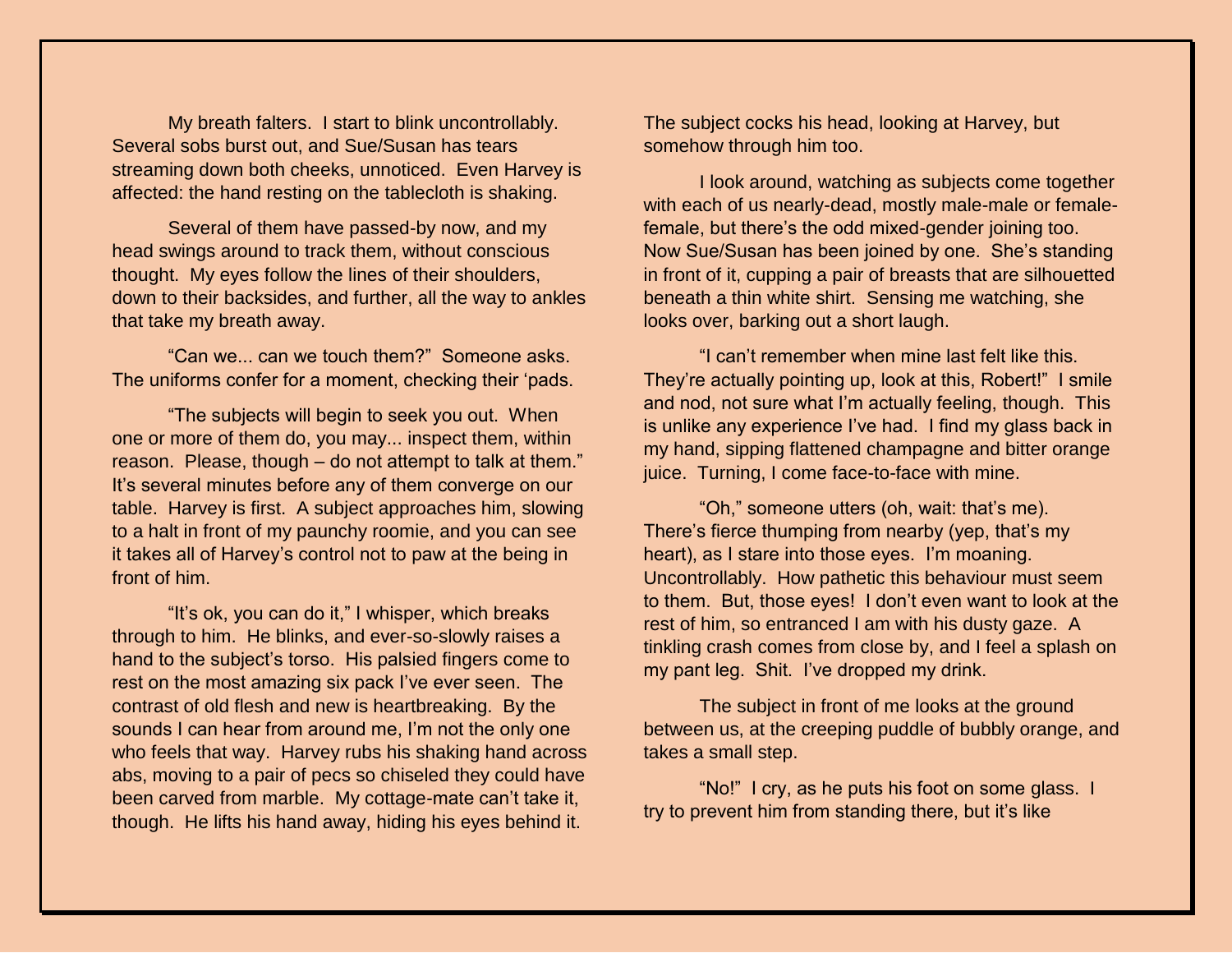My breath falters. I start to blink uncontrollably. Several sobs burst out, and Sue/Susan has tears streaming down both cheeks, unnoticed. Even Harvey is affected: the hand resting on the tablecloth is shaking.

Several of them have passed-by now, and my head swings around to track them, without conscious thought. My eyes follow the lines of their shoulders, down to their backsides, and further, all the way to ankles that take my breath away.

"Can we... can we touch them?" Someone asks. The uniforms confer for a moment, checking their 'pads.

"The subjects will begin to seek you out. When one or more of them do, you may... inspect them, within reason. Please, though – do not attempt to talk at them." It's several minutes before any of them converge on our table. Harvey is first. A subject approaches him, slowing to a halt in front of my paunchy roomie, and you can see it takes all of Harvey's control not to paw at the being in front of him.

"It's ok, you can do it," I whisper, which breaks through to him. He blinks, and ever-so-slowly raises a hand to the subject's torso. His palsied fingers come to rest on the most amazing six pack I've ever seen. The contrast of old flesh and new is heartbreaking. By the sounds I can hear from around me, I'm not the only one who feels that way. Harvey rubs his shaking hand across abs, moving to a pair of pecs so chiseled they could have been carved from marble. My cottage-mate can't take it, though. He lifts his hand away, hiding his eyes behind it. The subject cocks his head, looking at Harvey, but somehow through him too.

I look around, watching as subjects come together with each of us nearly-dead, mostly male-male or female-female, but there's the odd mixed-gender joining too. Now Sue/Susan has been joined by one. She's standing in front of it, cupping a pair of breasts that are silhouetted beneath a thin white shirt. Sensing me watching, she looks over, barking out a short laugh.

"I can't remember when mine last felt like this. They're actually pointing up, look at this, Robert!" I smile and nod, not sure what I'm actually feeling, though. This is unlike any experience I've had. I find my glass back in my hand, sipping flattened champagne and bitter orange juice. Turning, I come face-to-face with mine.

"Oh," someone utters (oh, wait: that's me). There's fierce thumping from nearby (yep, that's my heart), as I stare into those eyes. I'm moaning. Uncontrollably. How pathetic this behaviour must seem to them. But, those eyes! I don't even want to look at the rest of him, so entranced I am with his dusty gaze. A tinkling crash comes from close by, and I feel a splash on my pant leg. Shit. I've dropped my drink.

The subject in front of me looks at the ground between us, at the creeping puddle of bubbly orange, and takes a small step.

"No!" I cry, as he puts his foot on some glass. I try to prevent him from standing there, but it's like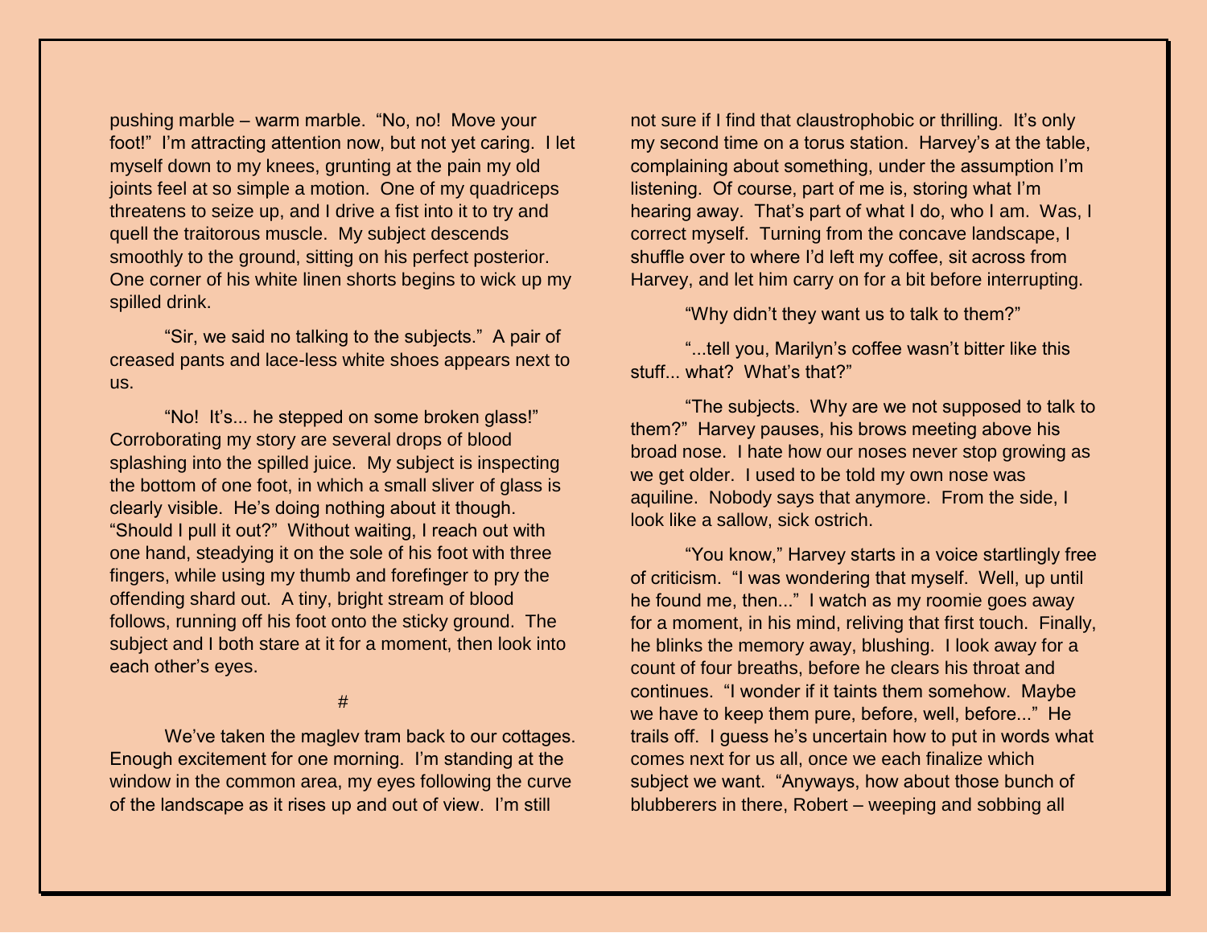pushing marble – warm marble. "No, no! Move your foot!" I'm attracting attention now, but not yet caring. I let myself down to my knees, grunting at the pain my old joints feel at so simple a motion. One of my quadriceps threatens to seize up, and I drive a fist into it to try and quell the traitorous muscle. My subject descends smoothly to the ground, sitting on his perfect posterior. One corner of his white linen shorts begins to wick up my spilled drink.

"Sir, we said no talking to the subjects." A pair of creased pants and lace-less white shoes appears next to us.

"No! It's... he stepped on some broken glass!" Corroborating my story are several drops of blood splashing into the spilled juice. My subject is inspecting the bottom of one foot, in which a small sliver of glass is clearly visible. He's doing nothing about it though. "Should I pull it out?" Without waiting, I reach out with one hand, steadying it on the sole of his foot with three fingers, while using my thumb and forefinger to pry the offending shard out. A tiny, bright stream of blood follows, running off his foot onto the sticky ground. The subject and I both stare at it for a moment, then look into each other's eyes.

#

We've taken the maglev tram back to our cottages. Enough excitement for one morning. I'm standing at the window in the common area, my eyes following the curve of the landscape as it rises up and out of view. I'm still not sure if I find that claustrophobic or thrilling. It's only my second time on a torus station. Harvey's at the table, complaining about something, under the assumption I'm listening. Of course, part of me is, storing what I'm hearing away. That's part of what I do, who I am. Was, I correct myself. Turning from the concave landscape, I shuffle over to where I'd left my coffee, sit across from Harvey, and let him carry on for a bit before interrupting.

"Why didn't they want us to talk to them?"

"...tell you, Marilyn's coffee wasn't bitter like this stuff... what? What's that?"

"The subjects. Why are we not supposed to talk to them?" Harvey pauses, his brows meeting above his broad nose. I hate how our noses never stop growing as we get older. I used to be told my own nose was aquiline. Nobody says that anymore. From the side, I look like a sallow, sick ostrich.

"You know," Harvey starts in a voice startlingly free of criticism. "I was wondering that myself. Well, up until he found me, then..." I watch as my roomie goes away for a moment, in his mind, reliving that first touch. Finally, he blinks the memory away, blushing. I look away for a count of four breaths, before he clears his throat and continues. "I wonder if it taints them somehow. Maybe we have to keep them pure, before, well, before..." He trails off. I guess he's uncertain how to put in words what comes next for us all, once we each finalize which subject we want. "Anyways, how about those bunch of blubberers in there, Robert – weeping and sobbing all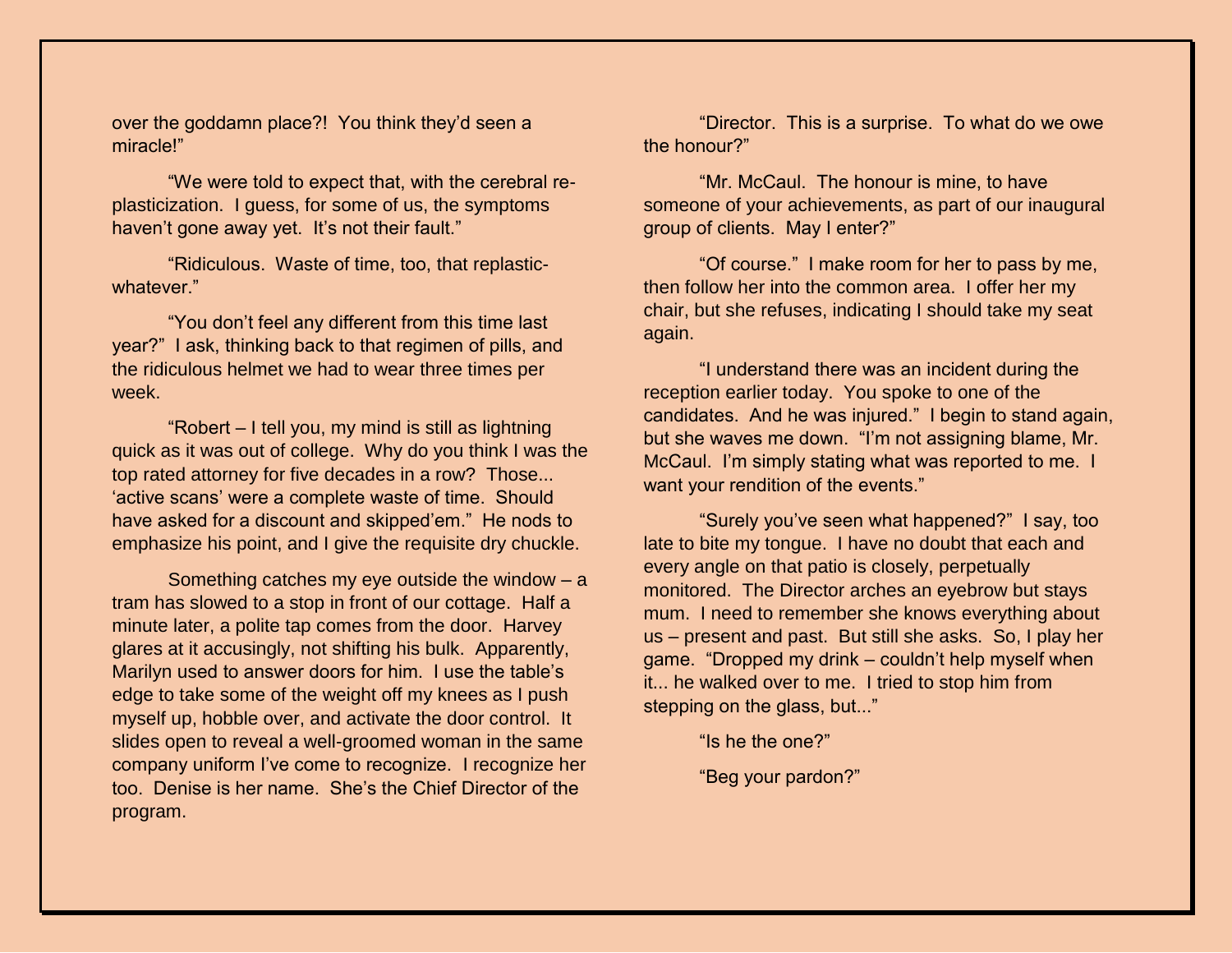over the goddamn place?! You think they'd seen a miracle!"

"We were told to expect that, with the cerebral re-plasticization. I guess, for some of us, the symptoms haven't gone away yet. It's not their fault."

"Ridiculous. Waste of time, too, that replastic-whatever."

"You don't feel any different from this time last year?" I ask, thinking back to that regimen of pills, and the ridiculous helmet we had to wear three times per week.

"Robert – I tell you, my mind is still as lightning quick as it was out of college. Why do you think I was the top rated attorney for five decades in a row? Those... 'active scans' were a complete waste of time. Should have asked for a discount and skipped'em." He nods to emphasize his point, and I give the requisite dry chuckle.

Something catches my eye outside the window – a tram has slowed to a stop in front of our cottage. Half a minute later, a polite tap comes from the door. Harvey glares at it accusingly, not shifting his bulk. Apparently, Marilyn used to answer doors for him. I use the table's edge to take some of the weight off my knees as I push myself up, hobble over, and activate the door control. It slides open to reveal a well-groomed woman in the same company uniform I've come to recognize. I recognize her too. Denise is her name. She's the Chief Director of the program.

"Director. This is a surprise. To what do we owe the honour?"

"Mr. McCaul. The honour is mine, to have someone of your achievements, as part of our inaugural group of clients. May I enter?"

"Of course." I make room for her to pass by me, then follow her into the common area. I offer her my chair, but she refuses, indicating I should take my seat again.

"I understand there was an incident during the reception earlier today. You spoke to one of the candidates. And he was injured." I begin to stand again, but she waves me down. "I'm not assigning blame, Mr. McCaul. I'm simply stating what was reported to me. I want your rendition of the events."

"Surely you've seen what happened?" I say, too late to bite my tongue. I have no doubt that each and every angle on that patio is closely, perpetually monitored. The Director arches an eyebrow but stays mum. I need to remember she knows everything about us – present and past. But still she asks. So, I play her game. "Dropped my drink – couldn't help myself when it... he walked over to me. I tried to stop him from stepping on the glass, but..."

"Is he the one?"

"Beg your pardon?"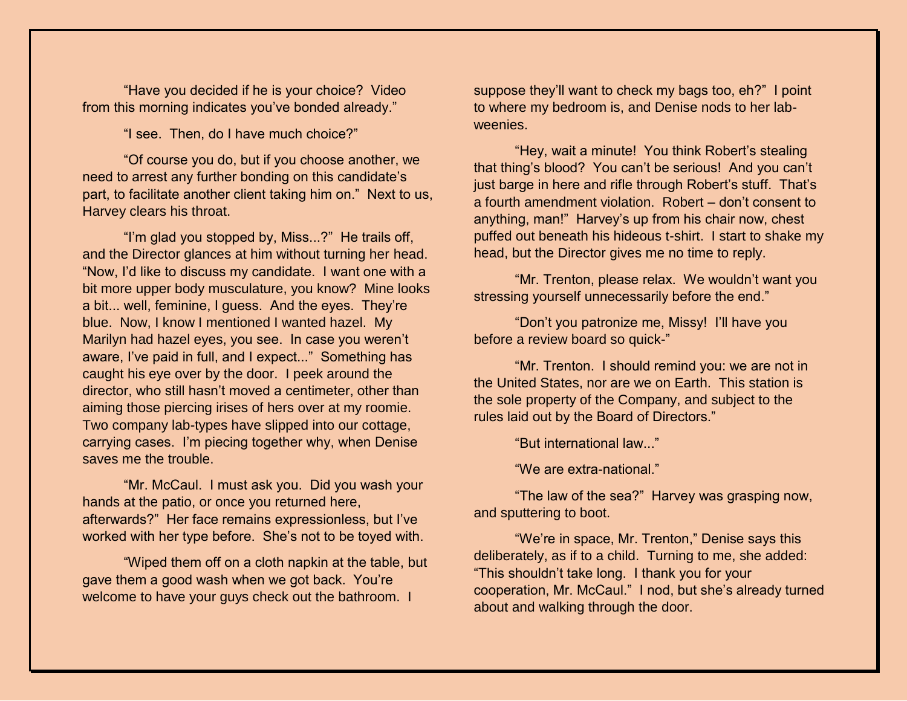"Have you decided if he is your choice? Video from this morning indicates you've bonded already."

"I see. Then, do I have much choice?"

"Of course you do, but if you choose another, we need to arrest any further bonding on this candidate's part, to facilitate another client taking him on." Next to us, Harvey clears his throat.

"I'm glad you stopped by, Miss...?" He trails off, and the Director glances at him without turning her head. "Now, I'd like to discuss my candidate. I want one with a bit more upper body musculature, you know? Mine looks a bit... well, feminine, I guess. And the eyes. They're blue. Now, I know I mentioned I wanted hazel. My Marilyn had hazel eyes, you see. In case you weren't aware, I've paid in full, and I expect..." Something has caught his eye over by the door. I peek around the director, who still hasn't moved a centimeter, other than aiming those piercing irises of hers over at my roomie. Two company lab-types have slipped into our cottage, carrying cases. I'm piecing together why, when Denise saves me the trouble.

"Mr. McCaul. I must ask you. Did you wash your hands at the patio, or once you returned here, afterwards?" Her face remains expressionless, but I've worked with her type before. She's not to be toyed with.

"Wiped them off on a cloth napkin at the table, but gave them a good wash when we got back. You're welcome to have your guys check out the bathroom. I suppose they'll want to check my bags too, eh?" I point to where my bedroom is, and Denise nods to her lab-weenies.

"Hey, wait a minute! You think Robert's stealing that thing's blood? You can't be serious! And you can't just barge in here and rifle through Robert's stuff. That's a fourth amendment violation. Robert – don't consent to anything, man!" Harvey's up from his chair now, chest puffed out beneath his hideous t-shirt. I start to shake my head, but the Director gives me no time to reply.

"Mr. Trenton, please relax. We wouldn't want you stressing yourself unnecessarily before the end."

"Don't you patronize me, Missy! I'll have you before a review board so quick-"

"Mr. Trenton. I should remind you: we are not in the United States, nor are we on Earth. This station is the sole property of the Company, and subject to the rules laid out by the Board of Directors."

"But international law..."

"We are extra-national."

"The law of the sea?" Harvey was grasping now, and sputtering to boot.

"We're in space, Mr. Trenton," Denise says this deliberately, as if to a child. Turning to me, she added: "This shouldn't take long. I thank you for your cooperation, Mr. McCaul." I nod, but she's already turned about and walking through the door.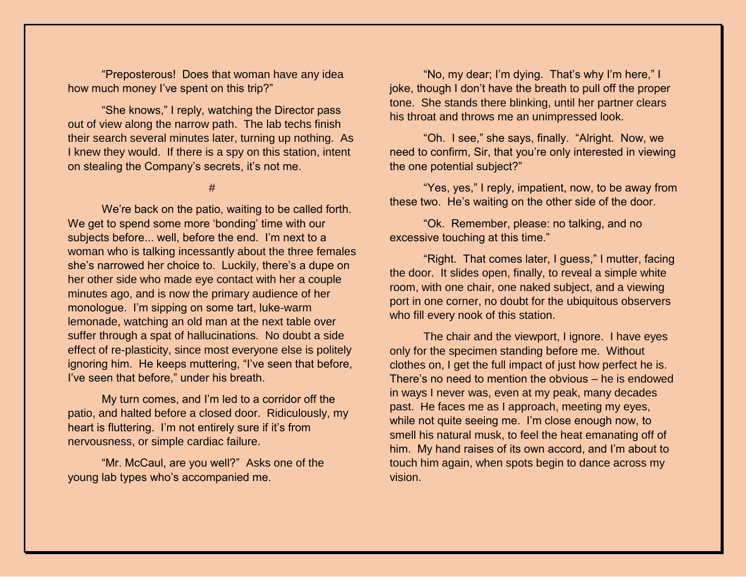"Preposterous! Does that woman have any idea how much money I've spent on this trip?"

"She knows," I reply, watching the Director pass out of view along the narrow path. The lab techs finish their search several minutes later, turning up nothing. As I knew they would. If there is a spy on this station, intent on stealing the Company's secrets, it's not me.

#

We're back on the patio, waiting to be called forth. We get to spend some more 'bonding' time with our subjects before... well, before the end. I'm next to a woman who is talking incessantly about the three females she's narrowed her choice to. Luckily, there's a dupe on her other side who made eye contact with her a couple minutes ago, and is now the primary audience of her monologue. I'm sipping on some tart, luke-warm lemonade, watching an old man at the next table over suffer through a spat of hallucinations. No doubt a side effect of re-plasticity, since most everyone else is politely ignoring him. He keeps muttering, "I've seen that before, I've seen that before," under his breath.

My turn comes, and I'm led to a corridor off the patio, and halted before a closed door. Ridiculously, my heart is fluttering. I'm not entirely sure if it's from nervousness, or simple cardiac failure.

"Mr. McCaul, are you well?" Asks one of the young lab types who's accompanied me.

"No, my dear; I'm dying. That's why I'm here," I joke, though I don't have the breath to pull off the proper tone. She stands there blinking, until her partner clears his throat and throws me an unimpressed look.

"Oh. I see," she says, finally. "Alright. Now, we need to confirm, Sir, that you're only interested in viewing the one potential subject?"

"Yes, yes," I reply, impatient, now, to be away from these two. He's waiting on the other side of the door.

"Ok. Remember, please: no talking, and no excessive touching at this time."

"Right. That comes later, I guess," I mutter, facing the door. It slides open, finally, to reveal a simple white room, with one chair, one naked subject, and a viewing port in one corner, no doubt for the ubiquitous observers who fill every nook of this station.

The chair and the viewport, I ignore. I have eyes only for the specimen standing before me. Without clothes on, I get the full impact of just how perfect he is. There's no need to mention the obvious – he is endowed in ways I never was, even at my peak, many decades past. He faces me as I approach, meeting my eyes, while not quite seeing me. I'm close enough now, to smell his natural musk, to feel the heat emanating off of him. My hand raises of its own accord, and I'm about to touch him again, when spots begin to dance across my vision.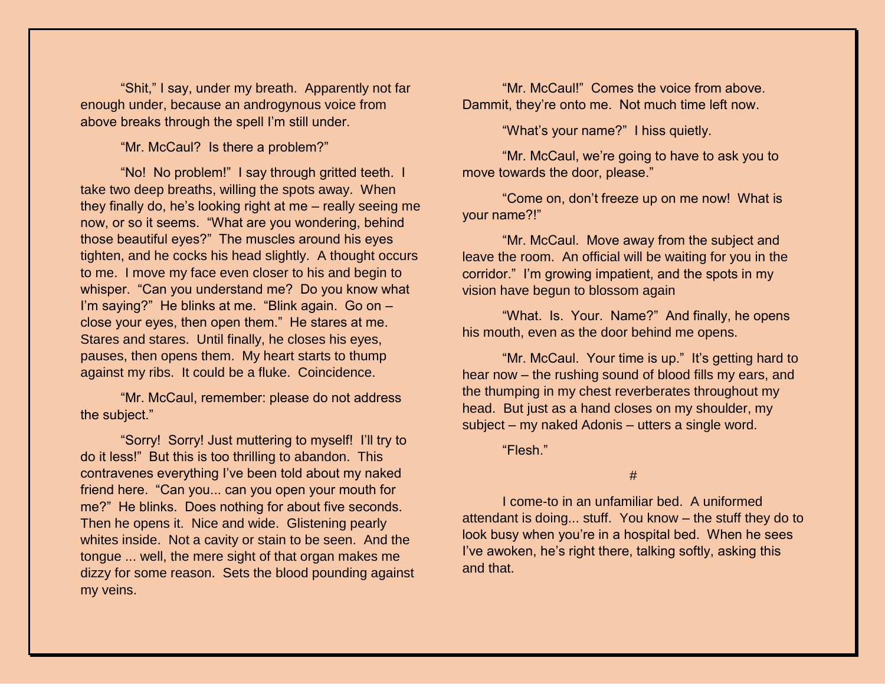“Shit,” I say, under my breath. Apparently not far enough under, because an androgynous voice from above breaks through the spell I’m still under.

“Mr. McCaul? Is there a problem?”

“No! No problem!” I say through gritted teeth. I take two deep breaths, willing the spots away. When they finally do, he’s looking right at me – really seeing me now, or so it seems. “What are you wondering, behind those beautiful eyes?” The muscles around his eyes tighten, and he cocks his head slightly. A thought occurs to me. I move my face even closer to his and begin to whisper. “Can you understand me? Do you know what I’m saying?” He blinks at me. “Blink again. Go on – close your eyes, then open them.” He stares at me. Stares and stares. Until finally, he closes his eyes, pauses, then opens them. My heart starts to thump against my ribs. It could be a fluke. Coincidence.

“Mr. McCaul, remember: please do not address the subject.”

“Sorry! Sorry! Just muttering to myself! I’ll try to do it less!” But this is too thrilling to abandon. This contravenes everything I’ve been told about my naked friend here. “Can you... can you open your mouth for me?” He blinks. Does nothing for about five seconds. Then he opens it. Nice and wide. Glistening pearly whites inside. Not a cavity or stain to be seen. And the tongue ... well, the mere sight of that organ makes me dizzy for some reason. Sets the blood pounding against my veins.

“Mr. McCaul!” Comes the voice from above. Dammit, they’re onto me. Not much time left now.

“What’s your name?” I hiss quietly.

“Mr. McCaul, we’re going to have to ask you to move towards the door, please.”

“Come on, don’t freeze up on me now! What is your name?!”

“Mr. McCaul. Move away from the subject and leave the room. An official will be waiting for you in the corridor.” I’m growing impatient, and the spots in my vision have begun to blossom again

“What. Is. Your. Name?” And finally, he opens his mouth, even as the door behind me opens.

“Mr. McCaul. Your time is up.” It’s getting hard to hear now – the rushing sound of blood fills my ears, and the thumping in my chest reverberates throughout my head. But just as a hand closes on my shoulder, my subject – my naked Adonis – utters a single word.

“Flesh.”

#

I come-to in an unfamiliar bed. A uniformed attendant is doing... stuff. You know – the stuff they do to look busy when you’re in a hospital bed. When he sees I’ve awoken, he’s right there, talking softly, asking this and that.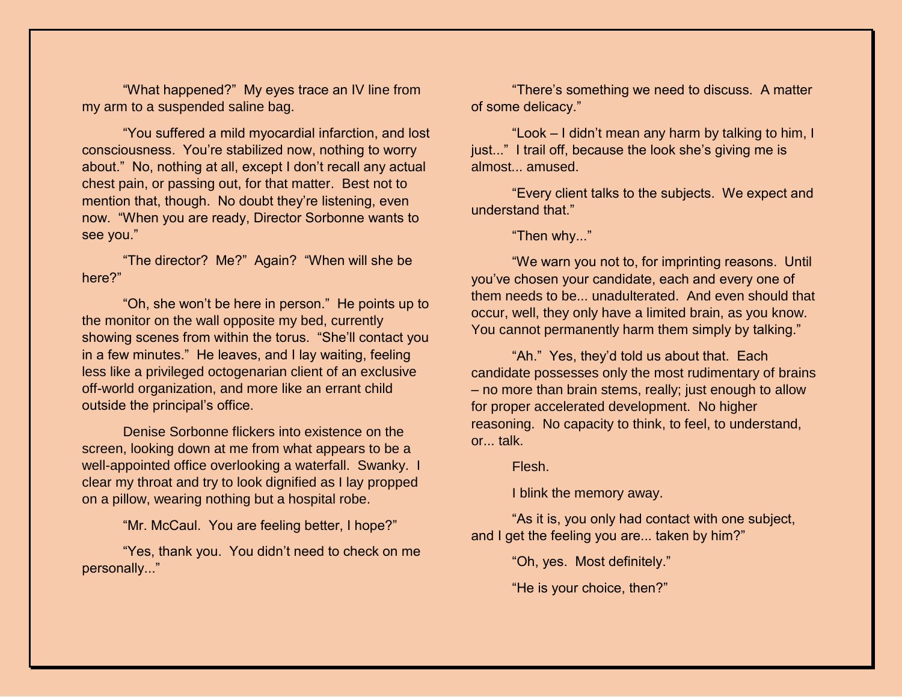"What happened?" My eyes trace an IV line from my arm to a suspended saline bag.

"You suffered a mild myocardial infarction, and lost consciousness. You're stabilized now, nothing to worry about." No, nothing at all, except I don't recall any actual chest pain, or passing out, for that matter. Best not to mention that, though. No doubt they're listening, even now. "When you are ready, Director Sorbonne wants to see you."

"The director? Me?" Again? "When will she be here?"

"Oh, she won't be here in person." He points up to the monitor on the wall opposite my bed, currently showing scenes from within the torus. "She'll contact you in a few minutes." He leaves, and I lay waiting, feeling less like a privileged octogenarian client of an exclusive off-world organization, and more like an errant child outside the principal's office.

Denise Sorbonne flickers into existence on the screen, looking down at me from what appears to be a well-appointed office overlooking a waterfall. Swanky. I clear my throat and try to look dignified as I lay propped on a pillow, wearing nothing but a hospital robe.

"Mr. McCaul. You are feeling better, I hope?"

"Yes, thank you. You didn't need to check on me personally..."

"There's something we need to discuss. A matter of some delicacy."

"Look – I didn't mean any harm by talking to him, I just..." I trail off, because the look she's giving me is almost... amused.

"Every client talks to the subjects. We expect and understand that."

"Then why..."

"We warn you not to, for imprinting reasons. Until you've chosen your candidate, each and every one of them needs to be... unadulterated. And even should that occur, well, they only have a limited brain, as you know. You cannot permanently harm them simply by talking."

"Ah." Yes, they'd told us about that. Each candidate possesses only the most rudimentary of brains – no more than brain stems, really; just enough to allow for proper accelerated development. No higher reasoning. No capacity to think, to feel, to understand, or... talk.

Flesh.

I blink the memory away.

"As it is, you only had contact with one subject, and I get the feeling you are... taken by him?"

"Oh, yes. Most definitely."

"He is your choice, then?"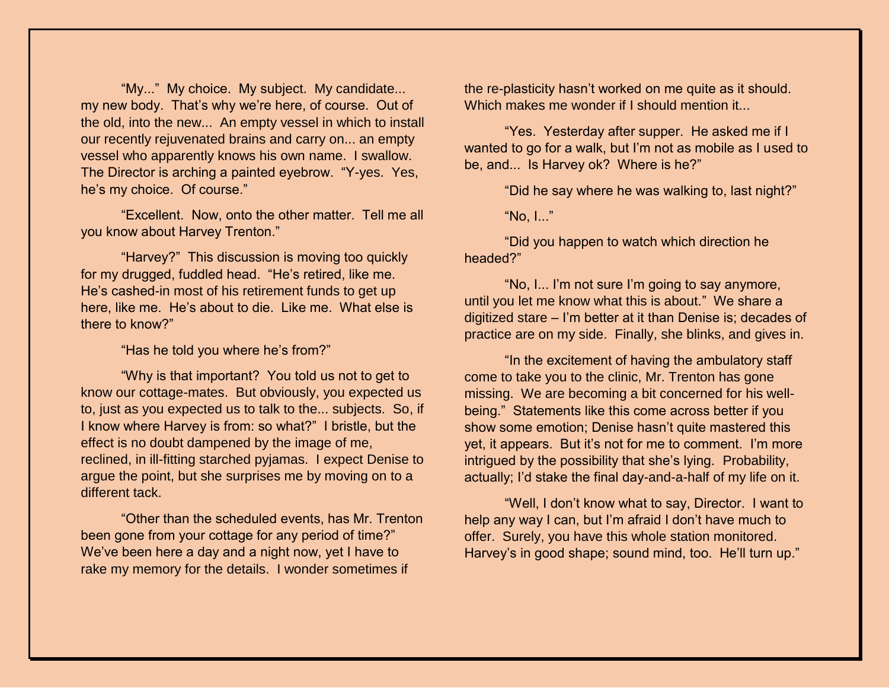"My..." My choice. My subject. My candidate... my new body. That's why we're here, of course. Out of the old, into the new... An empty vessel in which to install our recently rejuvenated brains and carry on... an empty vessel who apparently knows his own name. I swallow. The Director is arching a painted eyebrow. "Y-yes. Yes, he's my choice. Of course."

"Excellent. Now, onto the other matter. Tell me all you know about Harvey Trenton."

"Harvey?" This discussion is moving too quickly for my drugged, fuddled head. "He's retired, like me. He's cashed-in most of his retirement funds to get up here, like me. He's about to die. Like me. What else is there to know?"

"Has he told you where he's from?"

"Why is that important? You told us not to get to know our cottage-mates. But obviously, you expected us to, just as you expected us to talk to the... subjects. So, if I know where Harvey is from: so what?" I bristle, but the effect is no doubt dampened by the image of me, reclined, in ill-fitting starched pyjamas. I expect Denise to argue the point, but she surprises me by moving on to a different tack.

"Other than the scheduled events, has Mr. Trenton been gone from your cottage for any period of time?" We've been here a day and a night now, yet I have to rake my memory for the details. I wonder sometimes if the re-plasticity hasn't worked on me quite as it should. Which makes me wonder if I should mention it...

"Yes. Yesterday after supper. He asked me if I wanted to go for a walk, but I'm not as mobile as I used to be, and... Is Harvey ok? Where is he?"

"Did he say where he was walking to, last night?"

"No, I..."

"Did you happen to watch which direction he headed?"

"No, I... I'm not sure I'm going to say anymore, until you let me know what this is about." We share a digitized stare – I'm better at it than Denise is; decades of practice are on my side. Finally, she blinks, and gives in.

"In the excitement of having the ambulatory staff come to take you to the clinic, Mr. Trenton has gone missing. We are becoming a bit concerned for his well-being." Statements like this come across better if you show some emotion; Denise hasn't quite mastered this yet, it appears. But it's not for me to comment. I'm more intrigued by the possibility that she's lying. Probability, actually; I'd stake the final day-and-a-half of my life on it.

"Well, I don't know what to say, Director. I want to help any way I can, but I'm afraid I don't have much to offer. Surely, you have this whole station monitored. Harvey's in good shape; sound mind, too. He'll turn up."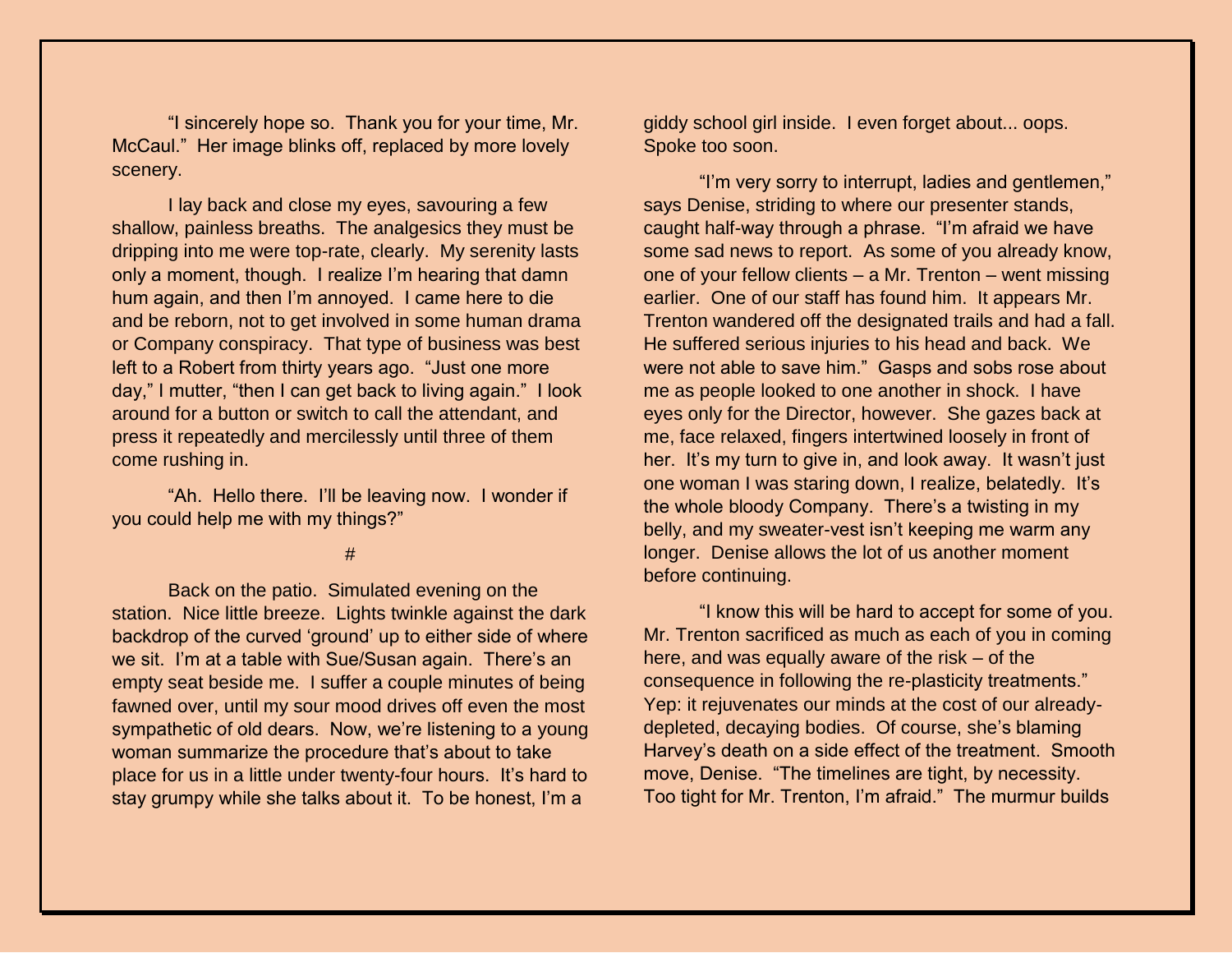"I sincerely hope so. Thank you for your time, Mr. McCaul." Her image blinks off, replaced by more lovely scenery.

I lay back and close my eyes, savouring a few shallow, painless breaths. The analgesics they must be dripping into me were top-rate, clearly. My serenity lasts only a moment, though. I realize I'm hearing that damn hum again, and then I'm annoyed. I came here to die and be reborn, not to get involved in some human drama or Company conspiracy. That type of business was best left to a Robert from thirty years ago. "Just one more day," I mutter, "then I can get back to living again." I look around for a button or switch to call the attendant, and press it repeatedly and mercilessly until three of them come rushing in.

"Ah. Hello there. I'll be leaving now. I wonder if you could help me with my things?"

#

Back on the patio. Simulated evening on the station. Nice little breeze. Lights twinkle against the dark backdrop of the curved 'ground' up to either side of where we sit. I'm at a table with Sue/Susan again. There's an empty seat beside me. I suffer a couple minutes of being fawned over, until my sour mood drives off even the most sympathetic of old dears. Now, we're listening to a young woman summarize the procedure that's about to take place for us in a little under twenty-four hours. It's hard to stay grumpy while she talks about it. To be honest, I'm a giddy school girl inside. I even forget about... oops. Spoke too soon.

"I'm very sorry to interrupt, ladies and gentlemen," says Denise, striding to where our presenter stands, caught half-way through a phrase. "I'm afraid we have some sad news to report. As some of you already know, one of your fellow clients – a Mr. Trenton – went missing earlier. One of our staff has found him. It appears Mr. Trenton wandered off the designated trails and had a fall. He suffered serious injuries to his head and back. We were not able to save him." Gasps and sobs rose about me as people looked to one another in shock. I have eyes only for the Director, however. She gazes back at me, face relaxed, fingers intertwined loosely in front of her. It's my turn to give in, and look away. It wasn't just one woman I was staring down, I realize, belatedly. It's the whole bloody Company. There's a twisting in my belly, and my sweater-vest isn't keeping me warm any longer. Denise allows the lot of us another moment before continuing.

"I know this will be hard to accept for some of you. Mr. Trenton sacrificed as much as each of you in coming here, and was equally aware of the risk – of the consequence in following the re-plasticity treatments." Yep: it rejuvenates our minds at the cost of our already-depleted, decaying bodies. Of course, she's blaming Harvey's death on a side effect of the treatment. Smooth move, Denise. "The timelines are tight, by necessity. Too tight for Mr. Trenton, I'm afraid." The murmur builds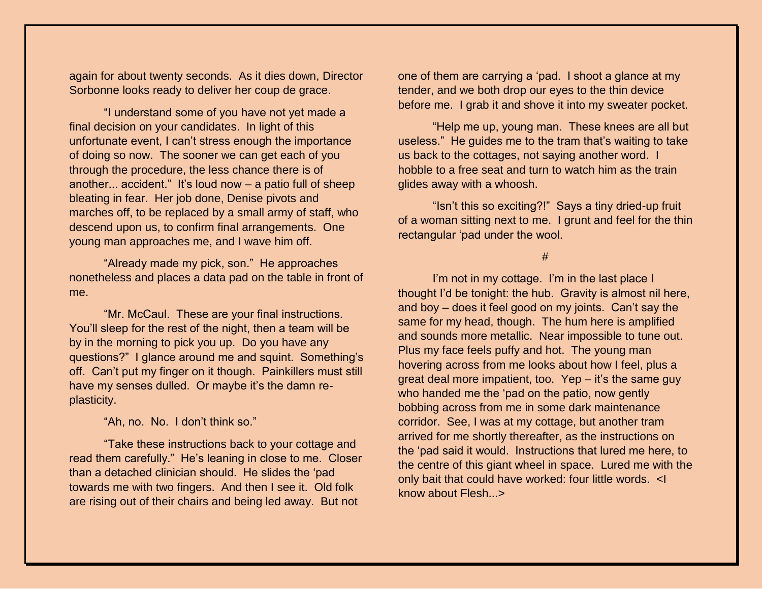again for about twenty seconds.  As it dies down, Director Sorbonne looks ready to deliver her coup de grace.

"I understand some of you have not yet made a final decision on your candidates.  In light of this unfortunate event, I can't stress enough the importance of doing so now.  The sooner we can get each of you through the procedure, the less chance there is of another... accident."  It's loud now – a patio full of sheep bleating in fear.  Her job done, Denise pivots and marches off, to be replaced by a small army of staff, who descend upon us, to confirm final arrangements.  One young man approaches me, and I wave him off.

"Already made my pick, son."  He approaches nonetheless and places a data pad on the table in front of me.

"Mr. McCaul.  These are your final instructions.  You'll sleep for the rest of the night, then a team will be by in the morning to pick you up.  Do you have any questions?"  I glance around me and squint.  Something's off.  Can't put my finger on it though.  Painkillers must still have my senses dulled.  Or maybe it's the damn re-plasticity.

"Ah, no.  No.  I don't think so."

"Take these instructions back to your cottage and read them carefully."  He's leaning in close to me.  Closer than a detached clinician should.  He slides the 'pad towards me with two fingers.  And then I see it.  Old folk are rising out of their chairs and being led away.  But not one of them are carrying a 'pad.  I shoot a glance at my tender, and we both drop our eyes to the thin device before me.  I grab it and shove it into my sweater pocket.

"Help me up, young man.  These knees are all but useless."  He guides me to the tram that's waiting to take us back to the cottages, not saying another word.  I hobble to a free seat and turn to watch him as the train glides away with a whoosh.

"Isn't this so exciting?!"  Says a tiny dried-up fruit of a woman sitting next to me.  I grunt and feel for the thin rectangular 'pad under the wool.

#

I'm not in my cottage.  I'm in the last place I thought I'd be tonight: the hub.  Gravity is almost nil here, and boy – does it feel good on my joints.  Can't say the same for my head, though.  The hum here is amplified and sounds more metallic.  Near impossible to tune out.  Plus my face feels puffy and hot.  The young man hovering across from me looks about how I feel, plus a great deal more impatient, too.  Yep – it's the same guy who handed me the 'pad on the patio, now gently bobbing across from me in some dark maintenance corridor.  See, I was at my cottage, but another tram arrived for me shortly thereafter, as the instructions on the 'pad said it would.  Instructions that lured me here, to the centre of this giant wheel in space.  Lured me with the only bait that could have worked: four little words.  <I know about Flesh...>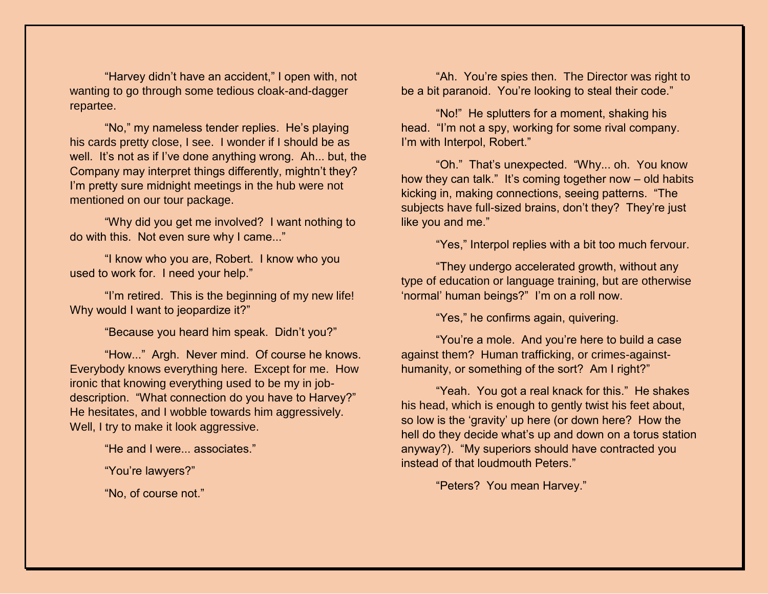"Harvey didn't have an accident," I open with, not wanting to go through some tedious cloak-and-dagger repartee.

"No," my nameless tender replies. He's playing his cards pretty close, I see. I wonder if I should be as well. It's not as if I've done anything wrong. Ah... but, the Company may interpret things differently, mightn't they? I'm pretty sure midnight meetings in the hub were not mentioned on our tour package.

"Why did you get me involved? I want nothing to do with this. Not even sure why I came..."

"I know who you are, Robert. I know who you used to work for. I need your help."

"I'm retired. This is the beginning of my new life! Why would I want to jeopardize it?"

"Because you heard him speak. Didn't you?"

"How..." Argh. Never mind. Of course he knows. Everybody knows everything here. Except for me. How ironic that knowing everything used to be my in job-description. "What connection do you have to Harvey?" He hesitates, and I wobble towards him aggressively. Well, I try to make it look aggressive.

"He and I were... associates."

"You're lawyers?"

"No, of course not."

"Ah. You're spies then. The Director was right to be a bit paranoid. You're looking to steal their code."

"No!" He splutters for a moment, shaking his head. "I'm not a spy, working for some rival company. I'm with Interpol, Robert."

"Oh." That's unexpected. "Why... oh. You know how they can talk." It's coming together now – old habits kicking in, making connections, seeing patterns. "The subjects have full-sized brains, don't they? They're just like you and me."

"Yes," Interpol replies with a bit too much fervour.

"They undergo accelerated growth, without any type of education or language training, but are otherwise 'normal' human beings?" I'm on a roll now.

"Yes," he confirms again, quivering.

"You're a mole. And you're here to build a case against them? Human trafficking, or crimes-against-humanity, or something of the sort? Am I right?"

"Yeah. You got a real knack for this." He shakes his head, which is enough to gently twist his feet about, so low is the 'gravity' up here (or down here? How the hell do they decide what's up and down on a torus station anyway?). "My superiors should have contracted you instead of that loudmouth Peters."

"Peters? You mean Harvey."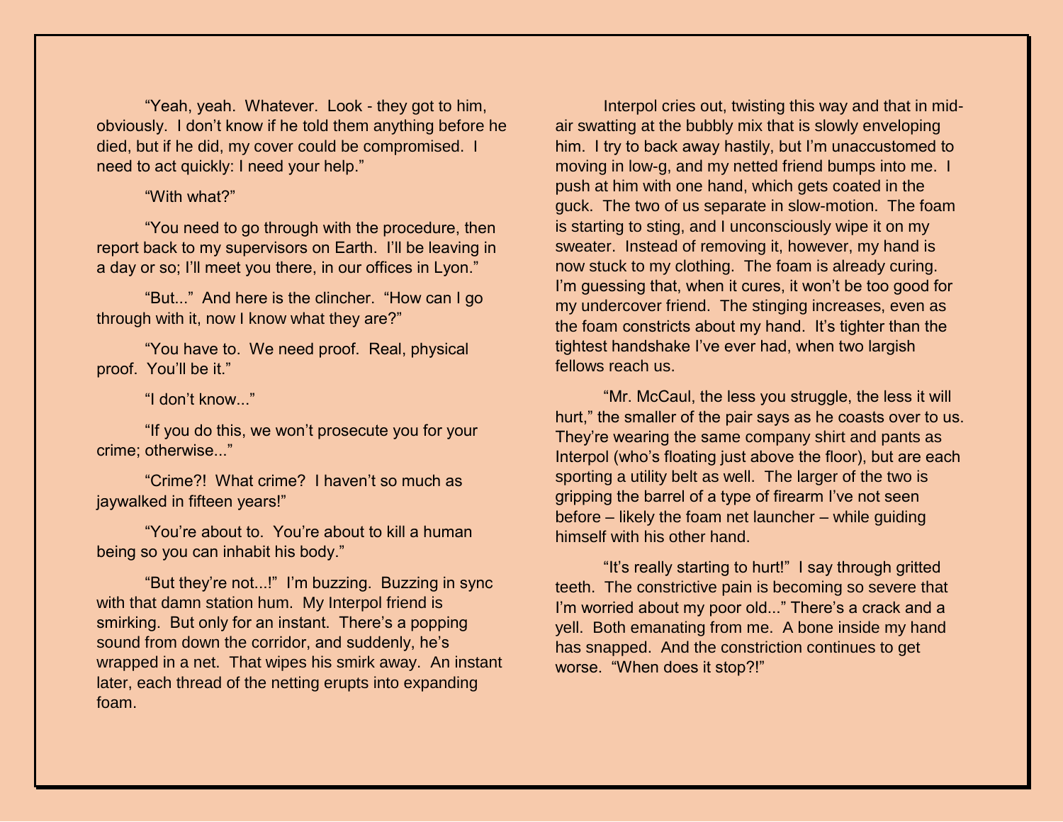"Yeah, yeah. Whatever. Look - they got to him, obviously. I don't know if he told them anything before he died, but if he did, my cover could be compromised. I need to act quickly: I need your help."

"With what?"

"You need to go through with the procedure, then report back to my supervisors on Earth. I'll be leaving in a day or so; I'll meet you there, in our offices in Lyon."

"But..." And here is the clincher. "How can I go through with it, now I know what they are?"

"You have to. We need proof. Real, physical proof. You'll be it."

"I don't know..."

"If you do this, we won't prosecute you for your crime; otherwise..."

"Crime?! What crime? I haven't so much as jaywalked in fifteen years!"

"You're about to. You're about to kill a human being so you can inhabit his body."

"But they're not...!" I'm buzzing. Buzzing in sync with that damn station hum. My Interpol friend is smirking. But only for an instant. There's a popping sound from down the corridor, and suddenly, he's wrapped in a net. That wipes his smirk away. An instant later, each thread of the netting erupts into expanding foam.

Interpol cries out, twisting this way and that in mid-air swatting at the bubbly mix that is slowly enveloping him. I try to back away hastily, but I'm unaccustomed to moving in low-g, and my netted friend bumps into me. I push at him with one hand, which gets coated in the guck. The two of us separate in slow-motion. The foam is starting to sting, and I unconsciously wipe it on my sweater. Instead of removing it, however, my hand is now stuck to my clothing. The foam is already curing. I'm guessing that, when it cures, it won't be too good for my undercover friend. The stinging increases, even as the foam constricts about my hand. It's tighter than the tightest handshake I've ever had, when two largish fellows reach us.

"Mr. McCaul, the less you struggle, the less it will hurt," the smaller of the pair says as he coasts over to us. They're wearing the same company shirt and pants as Interpol (who's floating just above the floor), but are each sporting a utility belt as well. The larger of the two is gripping the barrel of a type of firearm I've not seen before – likely the foam net launcher – while guiding himself with his other hand.

"It's really starting to hurt!" I say through gritted teeth. The constrictive pain is becoming so severe that I'm worried about my poor old..." There's a crack and a yell. Both emanating from me. A bone inside my hand has snapped. And the constriction continues to get worse. "When does it stop?!"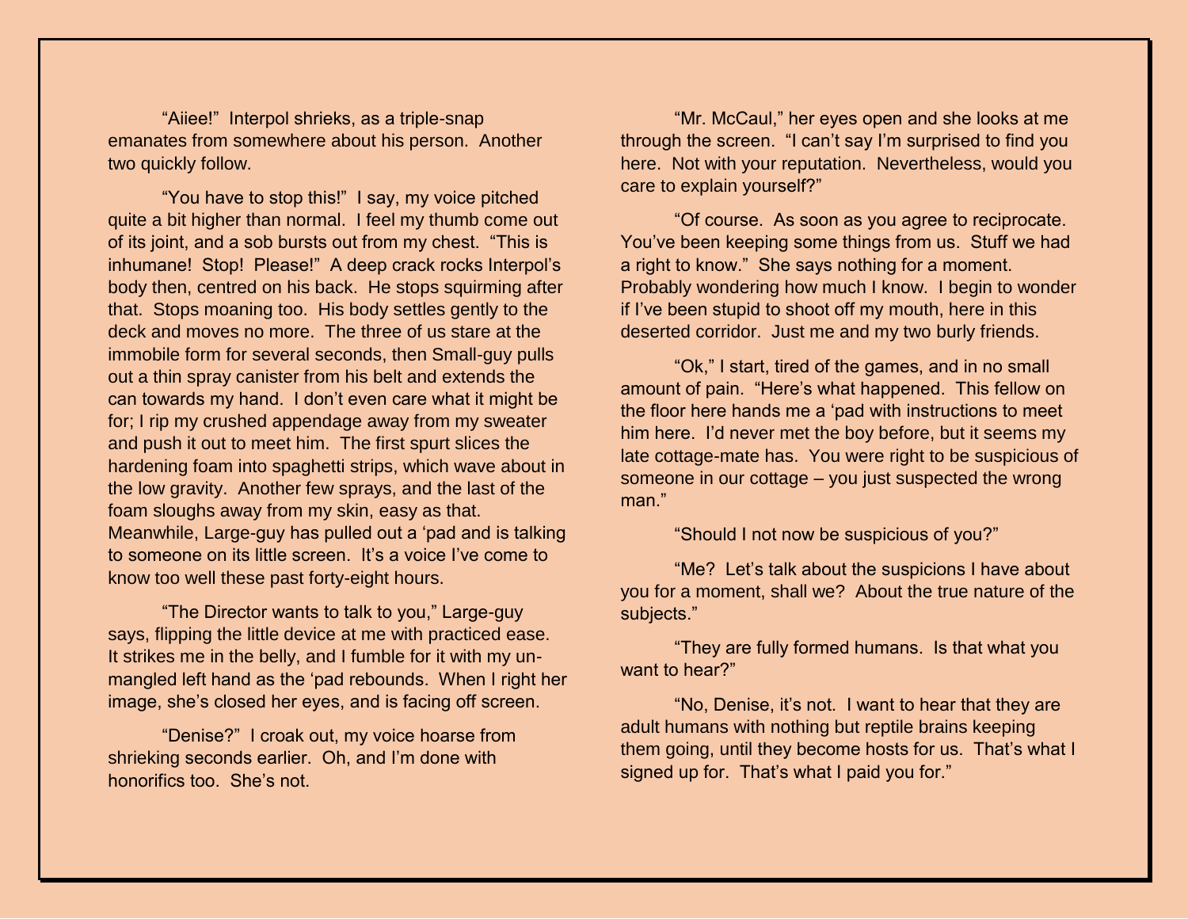"Aiiee!" Interpol shrieks, as a triple-snap emanates from somewhere about his person. Another two quickly follow.

"You have to stop this!" I say, my voice pitched quite a bit higher than normal. I feel my thumb come out of its joint, and a sob bursts out from my chest. "This is inhumane! Stop! Please!" A deep crack rocks Interpol's body then, centred on his back. He stops squirming after that. Stops moaning too. His body settles gently to the deck and moves no more. The three of us stare at the immobile form for several seconds, then Small-guy pulls out a thin spray canister from his belt and extends the can towards my hand. I don't even care what it might be for; I rip my crushed appendage away from my sweater and push it out to meet him. The first spurt slices the hardening foam into spaghetti strips, which wave about in the low gravity. Another few sprays, and the last of the foam sloughs away from my skin, easy as that. Meanwhile, Large-guy has pulled out a 'pad and is talking to someone on its little screen. It's a voice I've come to know too well these past forty-eight hours.

"The Director wants to talk to you," Large-guy says, flipping the little device at me with practiced ease. It strikes me in the belly, and I fumble for it with my un-mangled left hand as the 'pad rebounds. When I right her image, she's closed her eyes, and is facing off screen.

"Denise?" I croak out, my voice hoarse from shrieking seconds earlier. Oh, and I'm done with honorifics too. She's not.

"Mr. McCaul," her eyes open and she looks at me through the screen. "I can't say I'm surprised to find you here. Not with your reputation. Nevertheless, would you care to explain yourself?"

"Of course. As soon as you agree to reciprocate. You've been keeping some things from us. Stuff we had a right to know." She says nothing for a moment. Probably wondering how much I know. I begin to wonder if I've been stupid to shoot off my mouth, here in this deserted corridor. Just me and my two burly friends.

"Ok," I start, tired of the games, and in no small amount of pain. "Here's what happened. This fellow on the floor here hands me a 'pad with instructions to meet him here. I'd never met the boy before, but it seems my late cottage-mate has. You were right to be suspicious of someone in our cottage – you just suspected the wrong man."

"Should I not now be suspicious of you?"

"Me? Let's talk about the suspicions I have about you for a moment, shall we? About the true nature of the subjects."

"They are fully formed humans. Is that what you want to hear?"

"No, Denise, it's not. I want to hear that they are adult humans with nothing but reptile brains keeping them going, until they become hosts for us. That's what I signed up for. That's what I paid you for."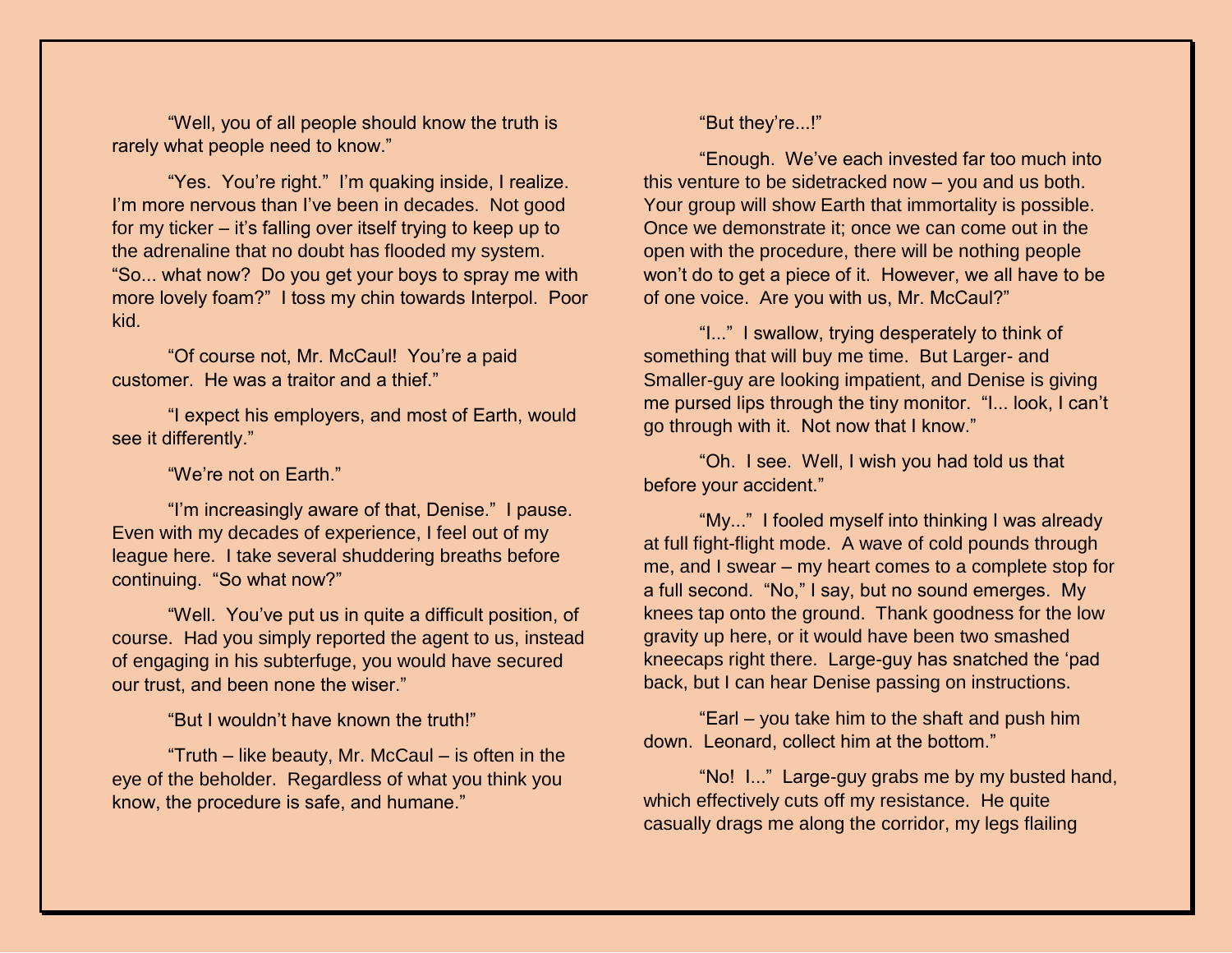"Well, you of all people should know the truth is rarely what people need to know."

"Yes. You're right." I'm quaking inside, I realize. I'm more nervous than I've been in decades. Not good for my ticker – it's falling over itself trying to keep up to the adrenaline that no doubt has flooded my system. "So... what now? Do you get your boys to spray me with more lovely foam?" I toss my chin towards Interpol. Poor kid.

"Of course not, Mr. McCaul! You're a paid customer. He was a traitor and a thief."

"I expect his employers, and most of Earth, would see it differently."

"We're not on Earth."

"I'm increasingly aware of that, Denise." I pause. Even with my decades of experience, I feel out of my league here. I take several shuddering breaths before continuing. "So what now?"

"Well. You've put us in quite a difficult position, of course. Had you simply reported the agent to us, instead of engaging in his subterfuge, you would have secured our trust, and been none the wiser."

"But I wouldn't have known the truth!"

"Truth – like beauty, Mr. McCaul – is often in the eye of the beholder. Regardless of what you think you know, the procedure is safe, and humane."

"But they're...!"

"Enough. We've each invested far too much into this venture to be sidetracked now – you and us both. Your group will show Earth that immortality is possible. Once we demonstrate it; once we can come out in the open with the procedure, there will be nothing people won't do to get a piece of it. However, we all have to be of one voice. Are you with us, Mr. McCaul?"

"I..." I swallow, trying desperately to think of something that will buy me time. But Larger- and Smaller-guy are looking impatient, and Denise is giving me pursed lips through the tiny monitor. "I... look, I can't go through with it. Not now that I know."

"Oh. I see. Well, I wish you had told us that before your accident."

"My..." I fooled myself into thinking I was already at full fight-flight mode. A wave of cold pounds through me, and I swear – my heart comes to a complete stop for a full second. "No," I say, but no sound emerges. My knees tap onto the ground. Thank goodness for the low gravity up here, or it would have been two smashed kneecaps right there. Large-guy has snatched the 'pad back, but I can hear Denise passing on instructions.

"Earl – you take him to the shaft and push him down. Leonard, collect him at the bottom."

"No! I..." Large-guy grabs me by my busted hand, which effectively cuts off my resistance. He quite casually drags me along the corridor, my legs flailing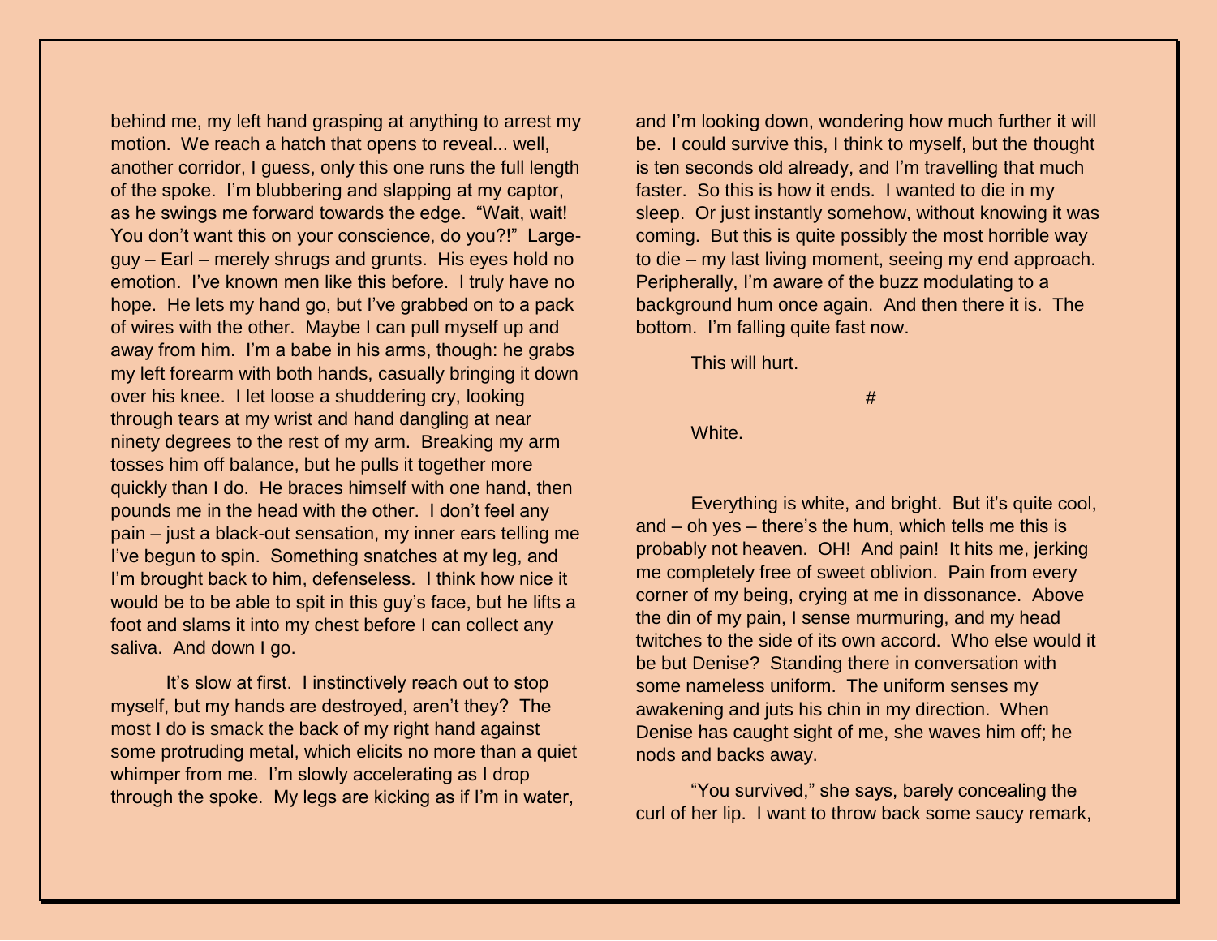behind me, my left hand grasping at anything to arrest my motion. We reach a hatch that opens to reveal... well, another corridor, I guess, only this one runs the full length of the spoke. I'm blubbering and slapping at my captor, as he swings me forward towards the edge. "Wait, wait! You don't want this on your conscience, do you?!" Large-guy – Earl – merely shrugs and grunts. His eyes hold no emotion. I've known men like this before. I truly have no hope. He lets my hand go, but I've grabbed on to a pack of wires with the other. Maybe I can pull myself up and away from him. I'm a babe in his arms, though: he grabs my left forearm with both hands, casually bringing it down over his knee. I let loose a shuddering cry, looking through tears at my wrist and hand dangling at near ninety degrees to the rest of my arm. Breaking my arm tosses him off balance, but he pulls it together more quickly than I do. He braces himself with one hand, then pounds me in the head with the other. I don't feel any pain – just a black-out sensation, my inner ears telling me I've begun to spin. Something snatches at my leg, and I'm brought back to him, defenseless. I think how nice it would be to be able to spit in this guy's face, but he lifts a foot and slams it into my chest before I can collect any saliva. And down I go.

It's slow at first. I instinctively reach out to stop myself, but my hands are destroyed, aren't they? The most I do is smack the back of my right hand against some protruding metal, which elicits no more than a quiet whimper from me. I'm slowly accelerating as I drop through the spoke. My legs are kicking as if I'm in water, and I'm looking down, wondering how much further it will be. I could survive this, I think to myself, but the thought is ten seconds old already, and I'm travelling that much faster. So this is how it ends. I wanted to die in my sleep. Or just instantly somehow, without knowing it was coming. But this is quite possibly the most horrible way to die – my last living moment, seeing my end approach. Peripherally, I'm aware of the buzz modulating to a background hum once again. And then there it is. The bottom. I'm falling quite fast now.

This will hurt.

#

White.

Everything is white, and bright. But it's quite cool, and – oh yes – there's the hum, which tells me this is probably not heaven. OH! And pain! It hits me, jerking me completely free of sweet oblivion. Pain from every corner of my being, crying at me in dissonance. Above the din of my pain, I sense murmuring, and my head twitches to the side of its own accord. Who else would it be but Denise? Standing there in conversation with some nameless uniform. The uniform senses my awakening and juts his chin in my direction. When Denise has caught sight of me, she waves him off; he nods and backs away.

"You survived," she says, barely concealing the curl of her lip. I want to throw back some saucy remark,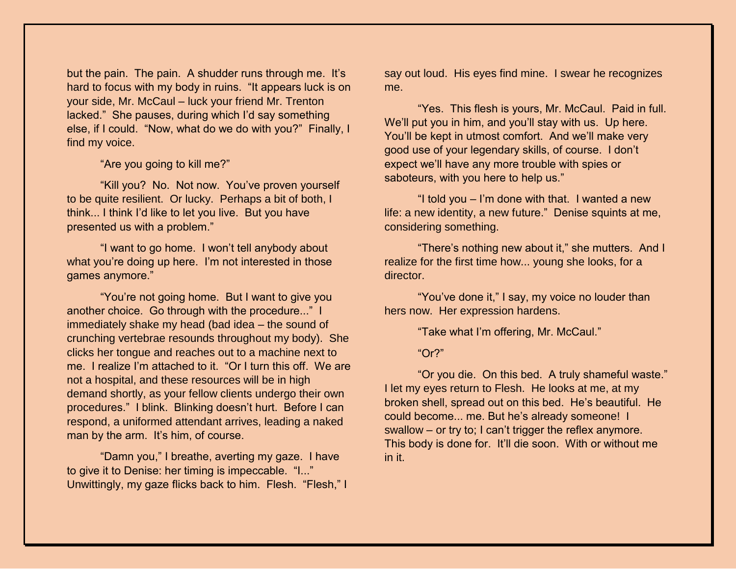but the pain. The pain. A shudder runs through me. It's hard to focus with my body in ruins. "It appears luck is on your side, Mr. McCaul – luck your friend Mr. Trenton lacked." She pauses, during which I'd say something else, if I could. "Now, what do we do with you?" Finally, I find my voice.

"Are you going to kill me?"

"Kill you? No. Not now. You've proven yourself to be quite resilient. Or lucky. Perhaps a bit of both, I think... I think I'd like to let you live. But you have presented us with a problem."

"I want to go home. I won't tell anybody about what you're doing up here. I'm not interested in those games anymore."

"You're not going home. But I want to give you another choice. Go through with the procedure..." I immediately shake my head (bad idea – the sound of crunching vertebrae resounds throughout my body). She clicks her tongue and reaches out to a machine next to me. I realize I'm attached to it. "Or I turn this off. We are not a hospital, and these resources will be in high demand shortly, as your fellow clients undergo their own procedures." I blink. Blinking doesn't hurt. Before I can respond, a uniformed attendant arrives, leading a naked man by the arm. It's him, of course.

"Damn you," I breathe, averting my gaze. I have to give it to Denise: her timing is impeccable. "I..." Unwittingly, my gaze flicks back to him. Flesh. "Flesh," I say out loud. His eyes find mine. I swear he recognizes me.

"Yes. This flesh is yours, Mr. McCaul. Paid in full. We'll put you in him, and you'll stay with us. Up here. You'll be kept in utmost comfort. And we'll make very good use of your legendary skills, of course. I don't expect we'll have any more trouble with spies or saboteurs, with you here to help us."

"I told you – I'm done with that. I wanted a new life: a new identity, a new future." Denise squints at me, considering something.

"There's nothing new about it," she mutters. And I realize for the first time how... young she looks, for a director.

"You've done it," I say, my voice no louder than hers now. Her expression hardens.

"Take what I'm offering, Mr. McCaul."

"Or?"

"Or you die. On this bed. A truly shameful waste." I let my eyes return to Flesh. He looks at me, at my broken shell, spread out on this bed. He's beautiful. He could become... me. But he's already someone! I swallow – or try to; I can't trigger the reflex anymore. This body is done for. It'll die soon. With or without me in it.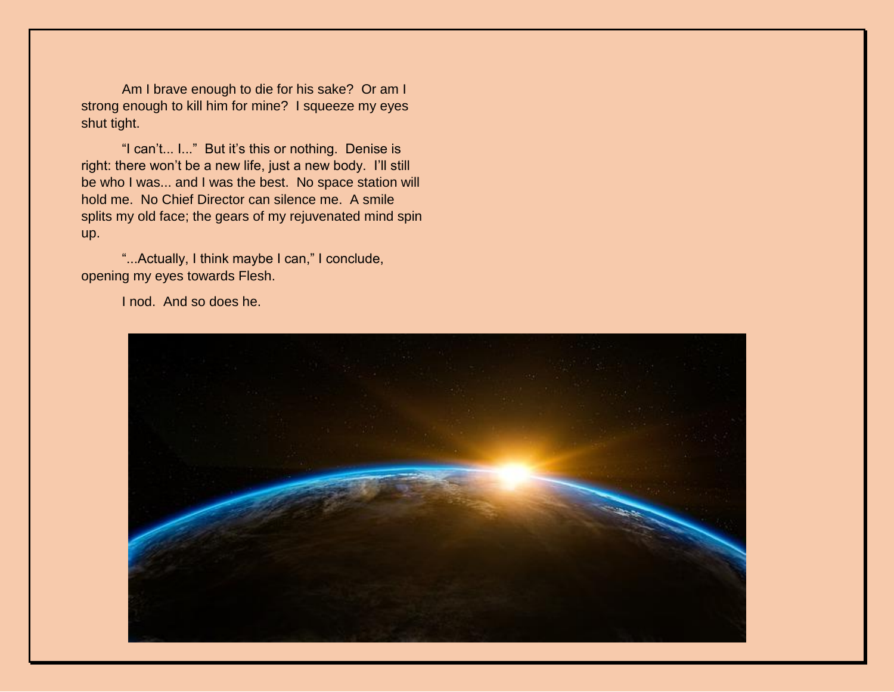Am I brave enough to die for his sake? Or am I strong enough to kill him for mine? I squeeze my eyes shut tight.

"I can't... I..." But it's this or nothing. Denise is right: there won't be a new life, just a new body. I'll still be who I was... and I was the best. No space station will hold me. No Chief Director can silence me. A smile splits my old face; the gears of my rejuvenated mind spin up.

"...Actually, I think maybe I can," I conclude, opening my eyes towards Flesh.

I nod. And so does he.